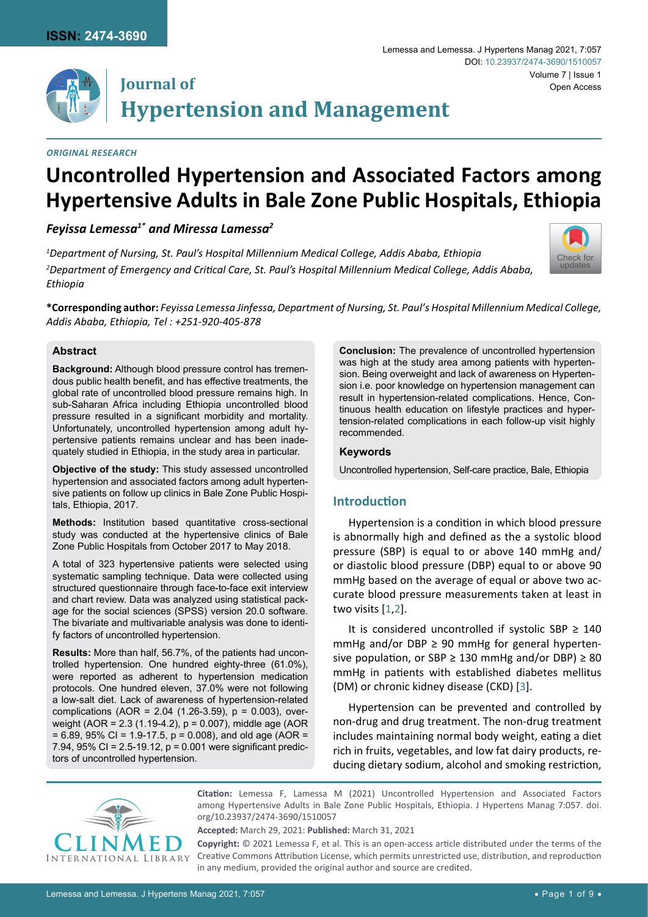ISSN: 2474-3690

DOI: 10.23937/2474-3690/1510057

Open Access

Journal of Hypertension and Management

*ORIGINAL RESEARCH*

# Uncontrolled Hypertension and Associated Factors among Hypertensive Adults in Bale Zone Public Hospitals, Ethiopia

***Feyissa Lemessa[1*] and Miressa Lamessa[2]***

*[1]Department of Nursing, St. Paul's Hospital Millennium Medical College, Addis Ababa, Ethiopia*

*[2]Department of Emergency and Critical Care, St. Paul's Hospital Millennium Medical College, Addis Ababa, Ethiopia*

**\*Corresponding author:** *Feyissa Lemessa Jinfessa, Department of Nursing, St. Paul's Hospital Millennium Medical College, Addis Ababa, Ethiopia, Tel : +251-920-405-878*

## Abstract

**Background:** Although blood pressure control has tremendous public health benefit, and has effective treatments, the global rate of uncontrolled blood pressure remains high. In sub-Saharan Africa including Ethiopia uncontrolled blood pressure resulted in a significant morbidity and mortality. Unfortunately, uncontrolled hypertension among adult hypertensive patients remains unclear and has been inadequately studied in Ethiopia, in the study area in particular.

**Objective of the study:** This study assessed uncontrolled hypertension and associated factors among adult hypertensive patients on follow up clinics in Bale Zone Public Hospitals, Ethiopia, 2017.

**Methods:** Institution based quantitative cross-sectional study was conducted at the hypertensive clinics of Bale Zone Public Hospitals from October 2017 to May 2018.

A total of 323 hypertensive patients were selected using systematic sampling technique. Data were collected using structured questionnaire through face-to-face exit interview and chart review. Data was analyzed using statistical package for the social sciences (SPSS) version 20.0 software. The bivariate and multivariable analysis was done to identify factors of uncontrolled hypertension.

**Results:** More than half, 56.7%, of the patients had uncontrolled hypertension. One hundred eighty-three (61.0%), were reported as adherent to hypertension medication protocols. One hundred eleven, 37.0% were not following a low-salt diet. Lack of awareness of hypertension-related complications (AOR = 2.04 (1.26-3.59), p = 0.003), overweight (AOR = 2.3 (1.19-4.2), p = 0.007), middle age (AOR = 6.89, 95% CI = 1.9-17.5, p = 0.008), and old age (AOR = 7.94, 95% CI = 2.5-19.12, p = 0.001 were significant predictors of uncontrolled hypertension.

**Conclusion:** The prevalence of uncontrolled hypertension was high at the study area among patients with hypertension. Being overweight and lack of awareness on Hypertension i.e. poor knowledge on hypertension management can result in hypertension-related complications. Hence, Continuous health education on lifestyle practices and hypertension-related complications in each follow-up visit highly recommended.

### Keywords

Uncontrolled hypertension, Self-care practice, Bale, Ethiopia

## Introduction

Hypertension is a condition in which blood pressure is abnormally high and defined as the a systolic blood pressure (SBP) is equal to or above 140 mmHg and/or diastolic blood pressure (DBP) equal to or above 90 mmHg based on the average of equal or above two accurate blood pressure measurements taken at least in two visits [1,2].

It is considered uncontrolled if systolic SBP ≥ 140 mmHg and/or DBP ≥ 90 mmHg for general hypertensive population, or SBP ≥ 130 mmHg and/or DBP) ≥ 80 mmHg in patients with established diabetes mellitus (DM) or chronic kidney disease (CKD) [3].

Hypertension can be prevented and controlled by non-drug and drug treatment. The non-drug treatment includes maintaining normal body weight, eating a diet rich in fruits, vegetables, and low fat dairy products, reducing dietary sodium, alcohol and smoking restriction,

**Citation:** Lemessa F, Lamessa M (2021) Uncontrolled Hypertension and Associated Factors among Hypertensive Adults in Bale Zone Public Hospitals, Ethiopia. J Hypertens Manag 7:057. doi.org/10.23937/2474-3690/1510057

**Accepted:** March 29, 2021: **Published:** March 31, 2021

**Copyright:** © 2021 Lemessa F, et al. This is an open-access article distributed under the terms of the Creative Commons Attribution License, which permits unrestricted use, distribution, and reproduction in any medium, provided the original author and source are credited.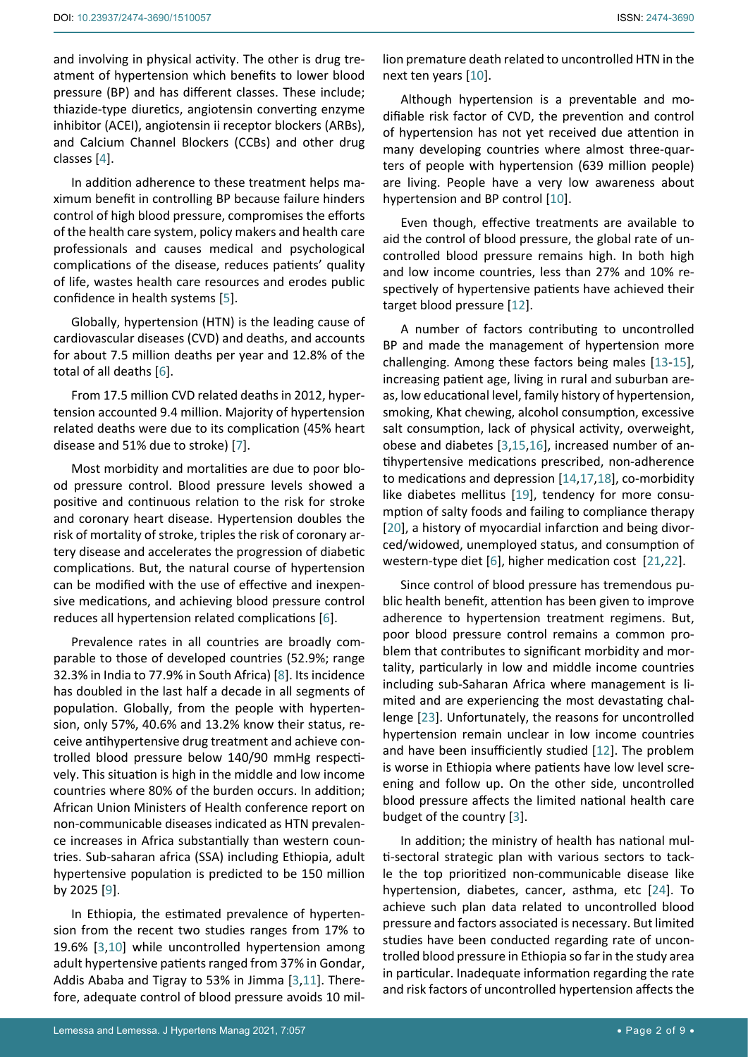and involving in physical activity. The other is drug treatment of hypertension which benefits to lower blood pressure (BP) and has different classes. These include; thiazide-type diuretics, angiotensin converting enzyme inhibitor (ACEI), angiotensin ii receptor blockers (ARBs), and Calcium Channel Blockers (CCBs) and other drug classes [4].

In addition adherence to these treatment helps maximum benefit in controlling BP because failure hinders control of high blood pressure, compromises the efforts of the health care system, policy makers and health care professionals and causes medical and psychological complications of the disease, reduces patients' quality of life, wastes health care resources and erodes public confidence in health systems [5].

Globally, hypertension (HTN) is the leading cause of cardiovascular diseases (CVD) and deaths, and accounts for about 7.5 million deaths per year and 12.8% of the total of all deaths [6].

From 17.5 million CVD related deaths in 2012, hypertension accounted 9.4 million. Majority of hypertension related deaths were due to its complication (45% heart disease and 51% due to stroke) [7].

Most morbidity and mortalities are due to poor blood pressure control. Blood pressure levels showed a positive and continuous relation to the risk for stroke and coronary heart disease. Hypertension doubles the risk of mortality of stroke, triples the risk of coronary artery disease and accelerates the progression of diabetic complications. But, the natural course of hypertension can be modified with the use of effective and inexpensive medications, and achieving blood pressure control reduces all hypertension related complications [6].

Prevalence rates in all countries are broadly comparable to those of developed countries (52.9%; range 32.3% in India to 77.9% in South Africa) [8]. Its incidence has doubled in the last half a decade in all segments of population. Globally, from the people with hypertension, only 57%, 40.6% and 13.2% know their status, receive antihypertensive drug treatment and achieve controlled blood pressure below 140/90 mmHg respectively. This situation is high in the middle and low income countries where 80% of the burden occurs. In addition; African Union Ministers of Health conference report on non-communicable diseases indicated as HTN prevalence increases in Africa substantially than western countries. Sub-saharan africa (SSA) including Ethiopia, adult hypertensive population is predicted to be 150 million by 2025 [9].

In Ethiopia, the estimated prevalence of hypertension from the recent two studies ranges from 17% to 19.6% [3,10] while uncontrolled hypertension among adult hypertensive patients ranged from 37% in Gondar, Addis Ababa and Tigray to 53% in Jimma [3,11]. Therefore, adequate control of blood pressure avoids 10 million premature death related to uncontrolled HTN in the next ten years [10].

Although hypertension is a preventable and modifiable risk factor of CVD, the prevention and control of hypertension has not yet received due attention in many developing countries where almost three-quarters of people with hypertension (639 million people) are living. People have a very low awareness about hypertension and BP control [10].

Even though, effective treatments are available to aid the control of blood pressure, the global rate of uncontrolled blood pressure remains high. In both high and low income countries, less than 27% and 10% respectively of hypertensive patients have achieved their target blood pressure [12].

A number of factors contributing to uncontrolled BP and made the management of hypertension more challenging. Among these factors being males [13-15], increasing patient age, living in rural and suburban areas, low educational level, family history of hypertension, smoking, Khat chewing, alcohol consumption, excessive salt consumption, lack of physical activity, overweight, obese and diabetes [3,15,16], increased number of antihypertensive medications prescribed, non-adherence to medications and depression [14,17,18], co-morbidity like diabetes mellitus [19], tendency for more consumption of salty foods and failing to compliance therapy [20], a history of myocardial infarction and being divorced/widowed, unemployed status, and consumption of western-type diet [6], higher medication cost [21,22].

Since control of blood pressure has tremendous public health benefit, attention has been given to improve adherence to hypertension treatment regimens. But, poor blood pressure control remains a common problem that contributes to significant morbidity and mortality, particularly in low and middle income countries including sub-Saharan Africa where management is limited and are experiencing the most devastating challenge [23]. Unfortunately, the reasons for uncontrolled hypertension remain unclear in low income countries and have been insufficiently studied [12]. The problem is worse in Ethiopia where patients have low level screening and follow up. On the other side, uncontrolled blood pressure affects the limited national health care budget of the country [3].

In addition; the ministry of health has national multi-sectoral strategic plan with various sectors to tackle the top prioritized non-communicable disease like hypertension, diabetes, cancer, asthma, etc [24]. To achieve such plan data related to uncontrolled blood pressure and factors associated is necessary. But limited studies have been conducted regarding rate of uncontrolled blood pressure in Ethiopia so far in the study area in particular. Inadequate information regarding the rate and risk factors of uncontrolled hypertension affects the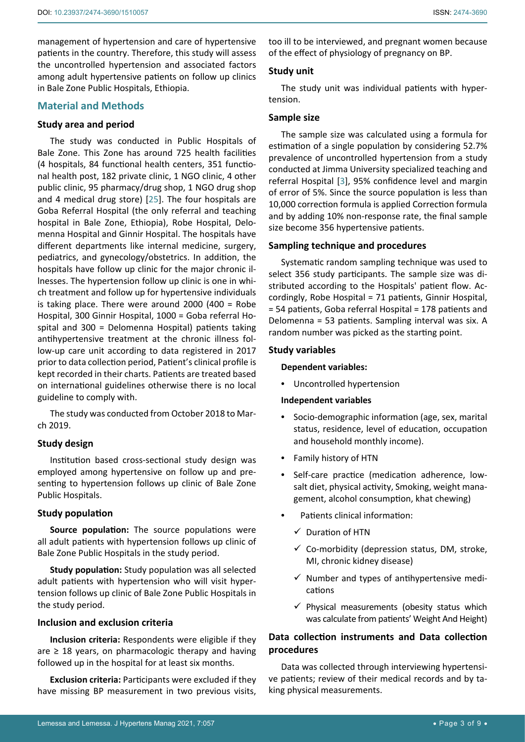management of hypertension and care of hypertensive patients in the country. Therefore, this study will assess the uncontrolled hypertension and associated factors among adult hypertensive patients on follow up clinics in Bale Zone Public Hospitals, Ethiopia.

## Material and Methods

### Study area and period

The study was conducted in Public Hospitals of Bale Zone. This Zone has around 725 health facilities (4 hospitals, 84 functional health centers, 351 functional health post, 182 private clinic, 1 NGO clinic, 4 other public clinic, 95 pharmacy/drug shop, 1 NGO drug shop and 4 medical drug store) [25]. The four hospitals are Goba Referral Hospital (the only referral and teaching hospital in Bale Zone, Ethiopia), Robe Hospital, Delomenna Hospital and Ginnir Hospital. The hospitals have different departments like internal medicine, surgery, pediatrics, and gynecology/obstetrics. In addition, the hospitals have follow up clinic for the major chronic illnesses. The hypertension follow up clinic is one in which treatment and follow up for hypertensive individuals is taking place. There were around 2000 (400 = Robe Hospital, 300 Ginnir Hospital, 1000 = Goba referral Hospital and 300 = Delomenna Hospital) patients taking antihypertensive treatment at the chronic illness follow-up care unit according to data registered in 2017 prior to data collection period, Patient's clinical profile is kept recorded in their charts. Patients are treated based on international guidelines otherwise there is no local guideline to comply with.

The study was conducted from October 2018 to March 2019.

### Study design

Institution based cross-sectional study design was employed among hypertensive on follow up and presenting to hypertension follows up clinic of Bale Zone Public Hospitals.

### Study population

**Source population:** The source populations were all adult patients with hypertension follows up clinic of Bale Zone Public Hospitals in the study period.

**Study population:** Study population was all selected adult patients with hypertension who will visit hypertension follows up clinic of Bale Zone Public Hospitals in the study period.

### Inclusion and exclusion criteria

**Inclusion criteria:** Respondents were eligible if they are ≥ 18 years, on pharmacologic therapy and having followed up in the hospital for at least six months.

**Exclusion criteria:** Participants were excluded if they have missing BP measurement in two previous visits, too ill to be interviewed, and pregnant women because of the effect of physiology of pregnancy on BP.

### Study unit

The study unit was individual patients with hypertension.

### Sample size

The sample size was calculated using a formula for estimation of a single population by considering 52.7% prevalence of uncontrolled hypertension from a study conducted at Jimma University specialized teaching and referral Hospital [3], 95% confidence level and margin of error of 5%. Since the source population is less than 10,000 correction formula is applied Correction formula and by adding 10% non-response rate, the final sample size become 356 hypertensive patients.

### Sampling technique and procedures

Systematic random sampling technique was used to select 356 study participants. The sample size was distributed according to the Hospitals' patient flow. Accordingly, Robe Hospital = 71 patients, Ginnir Hospital, = 54 patients, Goba referral Hospital = 178 patients and Delomenna = 53 patients. Sampling interval was six. A random number was picked as the starting point.

### Study variables

**Dependent variables:**

- Uncontrolled hypertension

**Independent variables**

- Socio-demographic information (age, sex, marital status, residence, level of education, occupation and household monthly income).
- Family history of HTN
- Self-care practice (medication adherence, low-salt diet, physical activity, Smoking, weight management, alcohol consumption, khat chewing)
- Patients clinical information:
  - ✓ Duration of HTN
  - ✓ Co-morbidity (depression status, DM, stroke, MI, chronic kidney disease)
  - ✓ Number and types of antihypertensive medications
  - ✓ Physical measurements (obesity status which was calculate from patients' Weight And Height)

### Data collection instruments and Data collection procedures

Data was collected through interviewing hypertensive patients; review of their medical records and by taking physical measurements.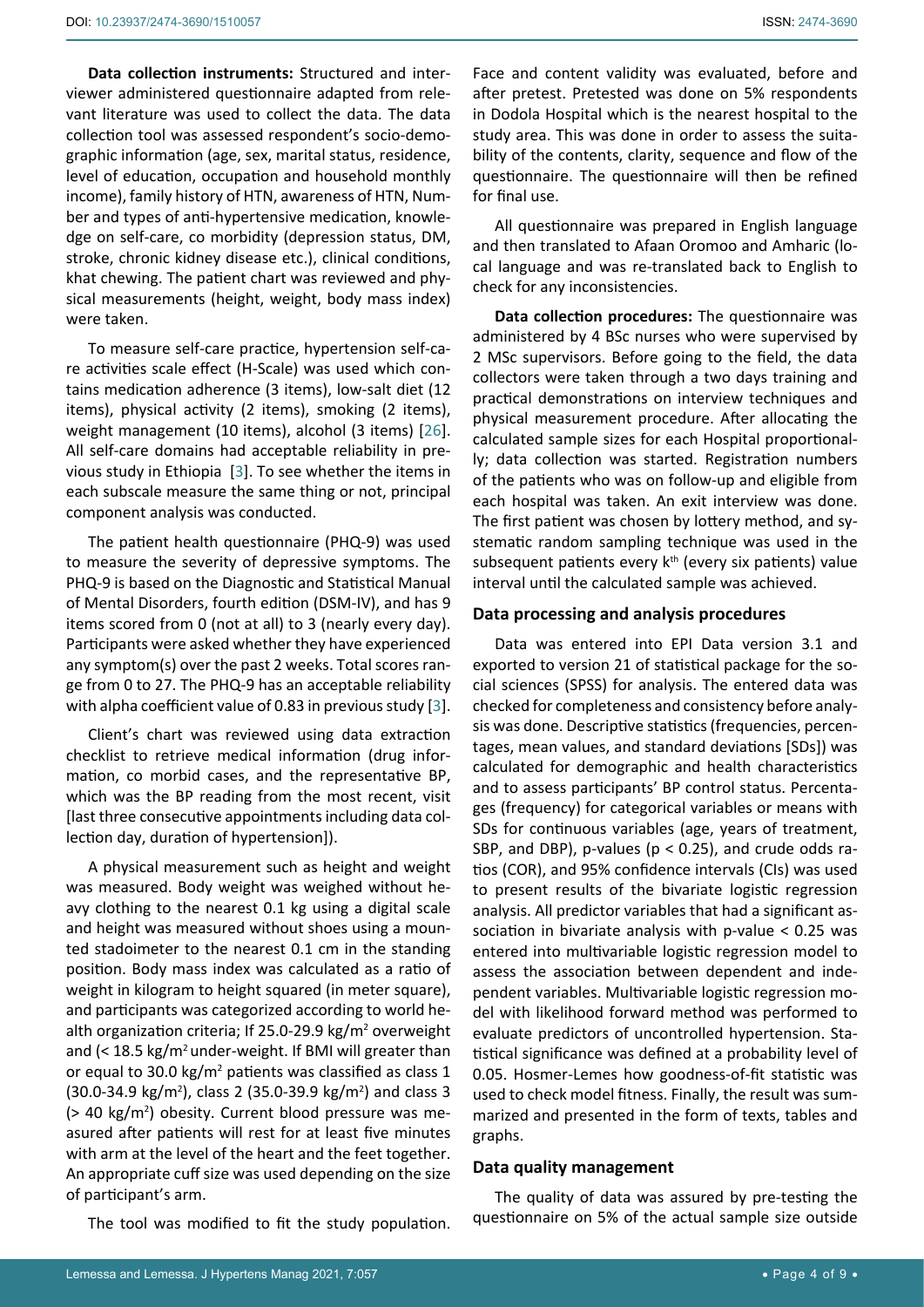**Data collection instruments:** Structured and interviewer administered questionnaire adapted from relevant literature was used to collect the data. The data collection tool was assessed respondent's socio-demographic information (age, sex, marital status, residence, level of education, occupation and household monthly income), family history of HTN, awareness of HTN, Number and types of anti-hypertensive medication, knowledge on self-care, co morbidity (depression status, DM, stroke, chronic kidney disease etc.), clinical conditions, khat chewing. The patient chart was reviewed and physical measurements (height, weight, body mass index) were taken.

To measure self-care practice, hypertension self-care activities scale effect (H-Scale) was used which contains medication adherence (3 items), low-salt diet (12 items), physical activity (2 items), smoking (2 items), weight management (10 items), alcohol (3 items) [26]. All self-care domains had acceptable reliability in previous study in Ethiopia [3]. To see whether the items in each subscale measure the same thing or not, principal component analysis was conducted.

The patient health questionnaire (PHQ-9) was used to measure the severity of depressive symptoms. The PHQ-9 is based on the Diagnostic and Statistical Manual of Mental Disorders, fourth edition (DSM-IV), and has 9 items scored from 0 (not at all) to 3 (nearly every day). Participants were asked whether they have experienced any symptom(s) over the past 2 weeks. Total scores range from 0 to 27. The PHQ-9 has an acceptable reliability with alpha coefficient value of 0.83 in previous study [3].

Client's chart was reviewed using data extraction checklist to retrieve medical information (drug information, co morbid cases, and the representative BP, which was the BP reading from the most recent, visit [last three consecutive appointments including data collection day, duration of hypertension]).

A physical measurement such as height and weight was measured. Body weight was weighed without heavy clothing to the nearest 0.1 kg using a digital scale and height was measured without shoes using a mounted stadoimeter to the nearest 0.1 cm in the standing position. Body mass index was calculated as a ratio of weight in kilogram to height squared (in meter square), and participants was categorized according to world health organization criteria; If 25.0-29.9 kg/m$^2$ overweight and (< 18.5 kg/m$^2$ under-weight. If BMI will greater than or equal to 30.0 kg/m$^2$ patients was classified as class 1 (30.0-34.9 kg/m$^2$), class 2 (35.0-39.9 kg/m$^2$) and class 3 (> 40 kg/m$^2$) obesity. Current blood pressure was measured after patients will rest for at least five minutes with arm at the level of the heart and the feet together. An appropriate cuff size was used depending on the size of participant's arm.

The tool was modified to fit the study population. Face and content validity was evaluated, before and after pretest. Pretested was done on 5% respondents in Dodola Hospital which is the nearest hospital to the study area. This was done in order to assess the suitability of the contents, clarity, sequence and flow of the questionnaire. The questionnaire will then be refined for final use.

All questionnaire was prepared in English language and then translated to Afaan Oromoo and Amharic (local language and was re-translated back to English to check for any inconsistencies.

**Data collection procedures:** The questionnaire was administered by 4 BSc nurses who were supervised by 2 MSc supervisors. Before going to the field, the data collectors were taken through a two days training and practical demonstrations on interview techniques and physical measurement procedure. After allocating the calculated sample sizes for each Hospital proportionally; data collection was started. Registration numbers of the patients who was on follow-up and eligible from each hospital was taken. An exit interview was done. The first patient was chosen by lottery method, and systematic random sampling technique was used in the subsequent patients every k$^{th}$ (every six patients) value interval until the calculated sample was achieved.

## Data processing and analysis procedures

Data was entered into EPI Data version 3.1 and exported to version 21 of statistical package for the social sciences (SPSS) for analysis. The entered data was checked for completeness and consistency before analysis was done. Descriptive statistics (frequencies, percentages, mean values, and standard deviations [SDs]) was calculated for demographic and health characteristics and to assess participants' BP control status. Percentages (frequency) for categorical variables or means with SDs for continuous variables (age, years of treatment, SBP, and DBP), p-values ($p < 0.25$), and crude odds ratios (COR), and 95% confidence intervals (CIs) was used to present results of the bivariate logistic regression analysis. All predictor variables that had a significant association in bivariate analysis with p-value < 0.25 was entered into multivariable logistic regression model to assess the association between dependent and independent variables. Multivariable logistic regression model with likelihood forward method was performed to evaluate predictors of uncontrolled hypertension. Statistical significance was defined at a probability level of 0.05. Hosmer-Lemes how goodness-of-fit statistic was used to check model fitness. Finally, the result was summarized and presented in the form of texts, tables and graphs.

## Data quality management

The quality of data was assured by pre-testing the questionnaire on 5% of the actual sample size outside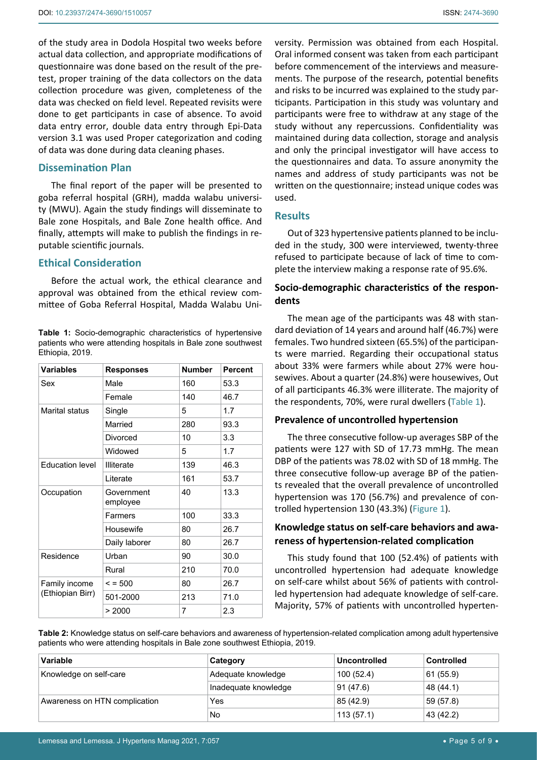of the study area in Dodola Hospital two weeks before actual data collection, and appropriate modifications of questionnaire was done based on the result of the pretest, proper training of the data collectors on the data collection procedure was given, completeness of the data was checked on field level. Repeated revisits were done to get participants in case of absence. To avoid data entry error, double data entry through Epi-Data version 3.1 was used Proper categorization and coding of data was done during data cleaning phases.

## Dissemination Plan

The final report of the paper will be presented to goba referral hospital (GRH), madda walabu university (MWU). Again the study findings will disseminate to Bale zone Hospitals, and Bale Zone health office. And finally, attempts will make to publish the findings in reputable scientific journals.

## Ethical Consideration

Before the actual work, the ethical clearance and approval was obtained from the ethical review committee of Goba Referral Hospital, Madda Walabu University. Permission was obtained from each Hospital. Oral informed consent was taken from each participant before commencement of the interviews and measurements. The purpose of the research, potential benefits and risks to be incurred was explained to the study participants. Participation in this study was voluntary and participants were free to withdraw at any stage of the study without any repercussions. Confidentiality was maintained during data collection, storage and analysis and only the principal investigator will have access to the questionnaires and data. To assure anonymity the names and address of study participants was not be written on the questionnaire; instead unique codes was used.

**Table 1:** Socio-demographic characteristics of hypertensive patients who were attending hospitals in Bale zone southwest Ethiopia, 2019.

| Variables | Responses | Number | Percent |
|---|---|---|---|
| Sex | Male | 160 | 53.3 |
| | Female | 140 | 46.7 |
| Marital status | Single | 5 | 1.7 |
| | Married | 280 | 93.3 |
| | Divorced | 10 | 3.3 |
| | Widowed | 5 | 1.7 |
| Education level | Illiterate | 139 | 46.3 |
| | Literate | 161 | 53.7 |
| Occupation | Government employee | 40 | 13.3 |
| | Farmers | 100 | 33.3 |
| | Housewife | 80 | 26.7 |
| | Daily laborer | 80 | 26.7 |
| Residence | Urban | 90 | 30.0 |
| | Rural | 210 | 70.0 |
| Family income (Ethiopian Birr) | < = 500 | 80 | 26.7 |
| | 501-2000 | 213 | 71.0 |
| | > 2000 | 7 | 2.3 |

## Results

Out of 323 hypertensive patients planned to be included in the study, 300 were interviewed, twenty-three refused to participate because of lack of time to complete the interview making a response rate of 95.6%.

### Socio-demographic characteristics of the respondents

The mean age of the participants was 48 with standard deviation of 14 years and around half (46.7%) were females. Two hundred sixteen (65.5%) of the participants were married. Regarding their occupational status about 33% were farmers while about 27% were housewives. About a quarter (24.8%) were housewives, Out of all participants 46.3% were illiterate. The majority of the respondents, 70%, were rural dwellers (Table 1).

### Prevalence of uncontrolled hypertension

The three consecutive follow-up averages SBP of the patients were 127 with SD of 17.73 mmHg. The mean DBP of the patients was 78.02 with SD of 18 mmHg. The three consecutive follow-up average BP of the patients revealed that the overall prevalence of uncontrolled hypertension was 170 (56.7%) and prevalence of controlled hypertension 130 (43.3%) (Figure 1).

### Knowledge status on self-care behaviors and awareness of hypertension-related complication

This study found that 100 (52.4%) of patients with uncontrolled hypertension had adequate knowledge on self-care whilst about 56% of patients with controlled hypertension had adequate knowledge of self-care. Majority, 57% of patients with uncontrolled hyperten-

**Table 2:** Knowledge status on self-care behaviors and awareness of hypertension-related complication among adult hypertensive patients who were attending hospitals in Bale zone southwest Ethiopia, 2019.

| Variable | Category | Uncontrolled | Controlled |
|---|---|---|---|
| Knowledge on self-care | Adequate knowledge | 100 (52.4) | 61 (55.9) |
| | Inadequate knowledge | 91 (47.6) | 48 (44.1) |
| Awareness on HTN complication | Yes | 85 (42.9) | 59 (57.8) |
| | No | 113 (57.1) | 43 (42.2) |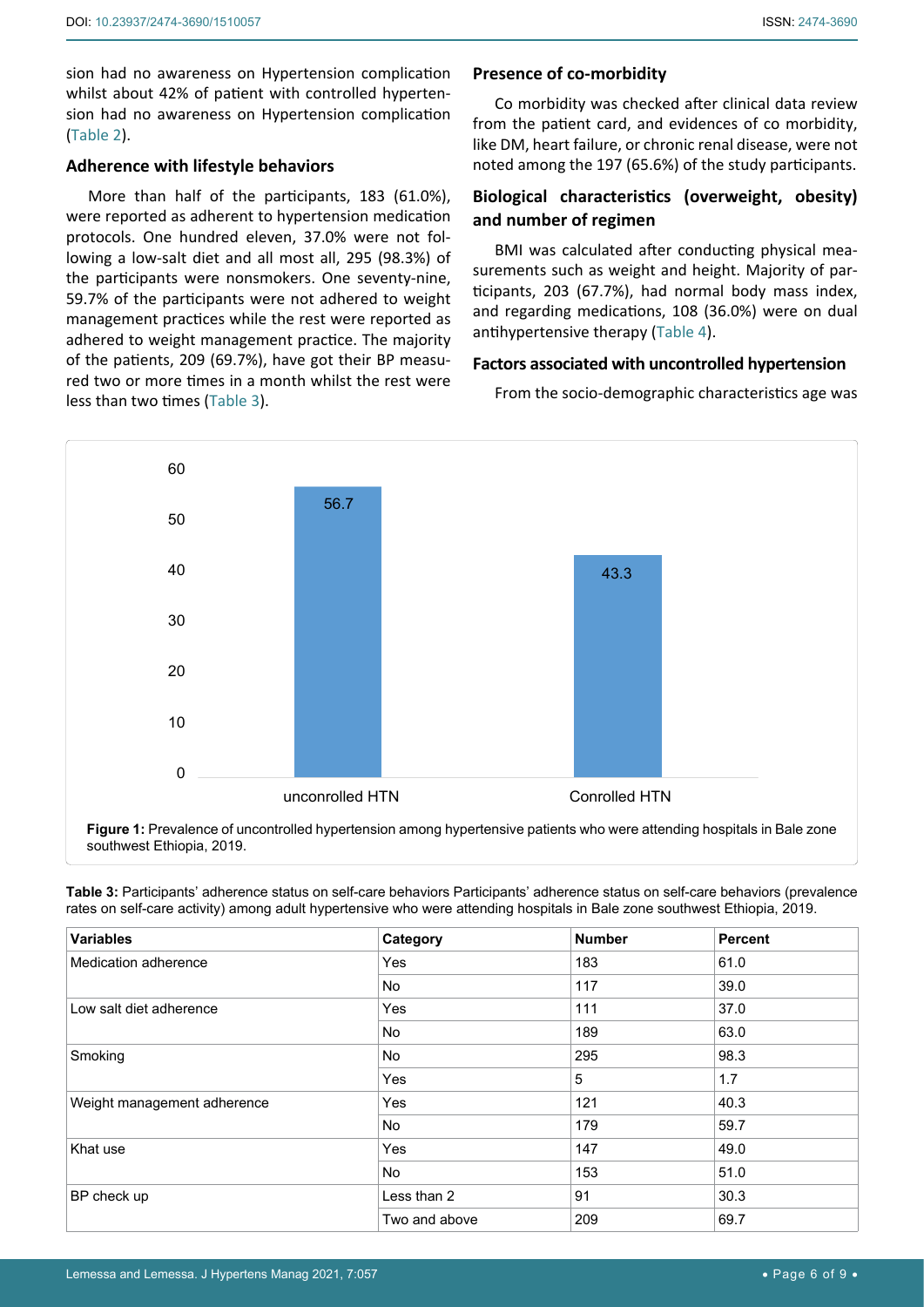sion had no awareness on Hypertension complication whilst about 42% of patient with controlled hypertension had no awareness on Hypertension complication (Table 2).

### Adherence with lifestyle behaviors

More than half of the participants, 183 (61.0%), were reported as adherent to hypertension medication protocols. One hundred eleven, 37.0% were not following a low-salt diet and all most all, 295 (98.3%) of the participants were nonsmokers. One seventy-nine, 59.7% of the participants were not adhered to weight management practices while the rest were reported as adhered to weight management practice. The majority of the patients, 209 (69.7%), have got their BP measured two or more times in a month whilst the rest were less than two times (Table 3).

### Presence of co-morbidity

Co morbidity was checked after clinical data review from the patient card, and evidences of co morbidity, like DM, heart failure, or chronic renal disease, were not noted among the 197 (65.6%) of the study participants.

### Biological characteristics (overweight, obesity) and number of regimen

BMI was calculated after conducting physical measurements such as weight and height. Majority of participants, 203 (67.7%), had normal body mass index, and regarding medications, 108 (36.0%) were on dual antihypertensive therapy (Table 4).

### Factors associated with uncontrolled hypertension

From the socio-demographic characteristics age was

| | Percent |
|---|---|
| unconrolled HTN | 56.7 |
| Conrolled HTN | 43.3 |

**Figure 1:** Prevalence of uncontrolled hypertension among hypertensive patients who were attending hospitals in Bale zone southwest Ethiopia, 2019.

**Table 3:** Participants' adherence status on self-care behaviors Participants' adherence status on self-care behaviors (prevalence rates on self-care activity) among adult hypertensive who were attending hospitals in Bale zone southwest Ethiopia, 2019.

| Variables | Category | Number | Percent |
|---|---|---|---|
| Medication adherence | Yes | 183 | 61.0 |
| | No | 117 | 39.0 |
| Low salt diet adherence | Yes | 111 | 37.0 |
| | No | 189 | 63.0 |
| Smoking | No | 295 | 98.3 |
| | Yes | 5 | 1.7 |
| Weight management adherence | Yes | 121 | 40.3 |
| | No | 179 | 59.7 |
| Khat use | Yes | 147 | 49.0 |
| | No | 153 | 51.0 |
| BP check up | Less than 2 | 91 | 30.3 |
| | Two and above | 209 | 69.7 |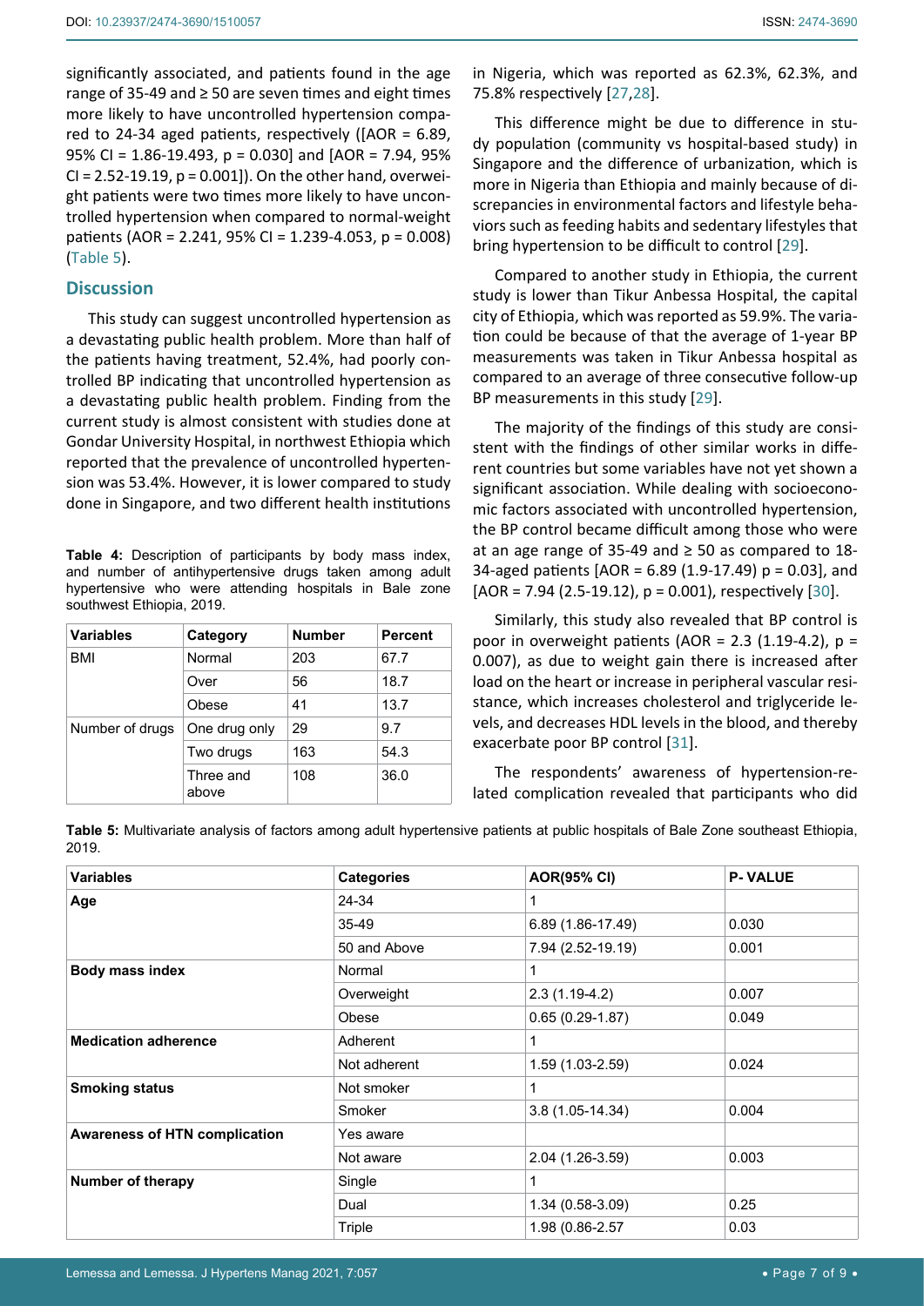significantly associated, and patients found in the age range of 35-49 and ≥ 50 are seven times and eight times more likely to have uncontrolled hypertension compared to 24-34 aged patients, respectively ([AOR = 6.89, 95% CI = 1.86-19.493, p = 0.030] and [AOR = 7.94, 95% CI = 2.52-19.19, p = 0.001]). On the other hand, overweight patients were two times more likely to have uncontrolled hypertension when compared to normal-weight patients (AOR = 2.241, 95% CI = 1.239-4.053, p = 0.008) (Table 5).

## Discussion

This study can suggest uncontrolled hypertension as a devastating public health problem. More than half of the patients having treatment, 52.4%, had poorly controlled BP indicating that uncontrolled hypertension as a devastating public health problem. Finding from the current study is almost consistent with studies done at Gondar University Hospital, in northwest Ethiopia which reported that the prevalence of uncontrolled hypertension was 53.4%. However, it is lower compared to study done in Singapore, and two different health institutions in Nigeria, which was reported as 62.3%, 62.3%, and 75.8% respectively [27,28].

This difference might be due to difference in study population (community vs hospital-based study) in Singapore and the difference of urbanization, which is more in Nigeria than Ethiopia and mainly because of discrepancies in environmental factors and lifestyle behaviors such as feeding habits and sedentary lifestyles that bring hypertension to be difficult to control [29].

Compared to another study in Ethiopia, the current study is lower than Tikur Anbessa Hospital, the capital city of Ethiopia, which was reported as 59.9%. The variation could be because of that the average of 1-year BP measurements was taken in Tikur Anbessa hospital as compared to an average of three consecutive follow-up BP measurements in this study [29].

The majority of the findings of this study are consistent with the findings of other similar works in different countries but some variables have not yet shown a significant association. While dealing with socioeconomic factors associated with uncontrolled hypertension, the BP control became difficult among those who were at an age range of 35-49 and ≥ 50 as compared to 18-34-aged patients [AOR = 6.89 (1.9-17.49) p = 0.03], and [AOR = 7.94 (2.5-19.12), p = 0.001), respectively [30].

Similarly, this study also revealed that BP control is poor in overweight patients (AOR = 2.3 (1.19-4.2), p = 0.007), as due to weight gain there is increased after load on the heart or increase in peripheral vascular resistance, which increases cholesterol and triglyceride levels, and decreases HDL levels in the blood, and thereby exacerbate poor BP control [31].

The respondents' awareness of hypertension-related complication revealed that participants who did

**Table 4:** Description of participants by body mass index, and number of antihypertensive drugs taken among adult hypertensive who were attending hospitals in Bale zone southwest Ethiopia, 2019.

| Variables | Category | Number | Percent |
|---|---|---|---|
| BMI | Normal | 203 | 67.7 |
| | Over | 56 | 18.7 |
| | Obese | 41 | 13.7 |
| Number of drugs | One drug only | 29 | 9.7 |
| | Two drugs | 163 | 54.3 |
| | Three and above | 108 | 36.0 |

**Table 5:** Multivariate analysis of factors among adult hypertensive patients at public hospitals of Bale Zone southeast Ethiopia, 2019.

| Variables | Categories | AOR(95% CI) | P- VALUE |
|---|---|---|---|
| **Age** | 24-34 | 1 | |
| | 35-49 | 6.89 (1.86-17.49) | 0.030 |
| | 50 and Above | 7.94 (2.52-19.19) | 0.001 |
| **Body mass index** | Normal | 1 | |
| | Overweight | 2.3 (1.19-4.2) | 0.007 |
| | Obese | 0.65 (0.29-1.87) | 0.049 |
| **Medication adherence** | Adherent | 1 | |
| | Not adherent | 1.59 (1.03-2.59) | 0.024 |
| **Smoking status** | Not smoker | 1 | |
| | Smoker | 3.8 (1.05-14.34) | 0.004 |
| **Awareness of HTN complication** | Yes aware | | |
| | Not aware | 2.04 (1.26-3.59) | 0.003 |
| **Number of therapy** | Single | 1 | |
| | Dual | 1.34 (0.58-3.09) | 0.25 |
| | Triple | 1.98 (0.86-2.57 | 0.03 |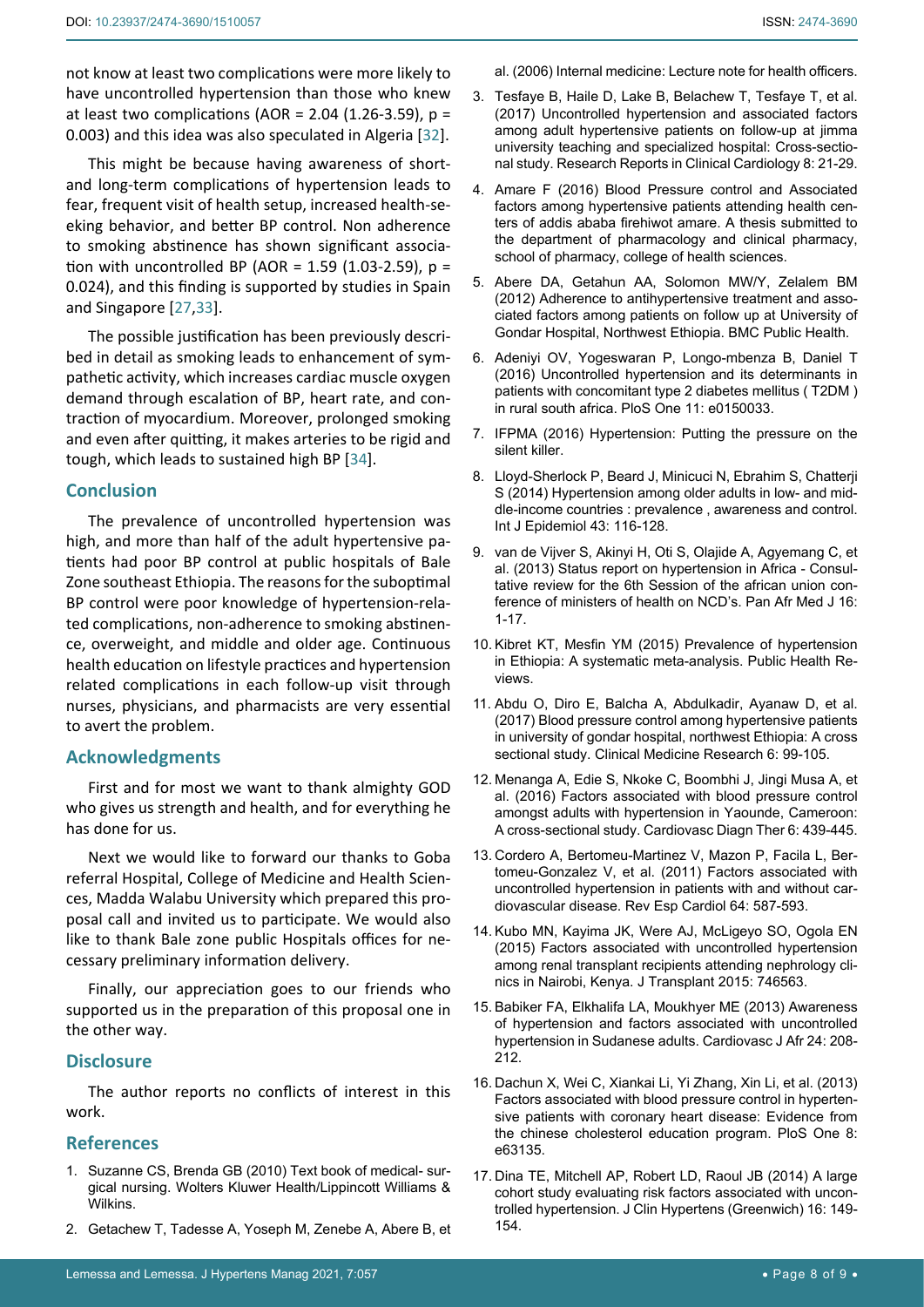not know at least two complications were more likely to have uncontrolled hypertension than those who knew at least two complications (AOR = 2.04 (1.26-3.59), p = 0.003) and this idea was also speculated in Algeria [32].

This might be because having awareness of short- and long-term complications of hypertension leads to fear, frequent visit of health setup, increased health-seeking behavior, and better BP control. Non adherence to smoking abstinence has shown significant association with uncontrolled BP (AOR = 1.59 (1.03-2.59), p = 0.024), and this finding is supported by studies in Spain and Singapore [27,33].

The possible justification has been previously described in detail as smoking leads to enhancement of sympathetic activity, which increases cardiac muscle oxygen demand through escalation of BP, heart rate, and contraction of myocardium. Moreover, prolonged smoking and even after quitting, it makes arteries to be rigid and tough, which leads to sustained high BP [34].

## Conclusion

The prevalence of uncontrolled hypertension was high, and more than half of the adult hypertensive patients had poor BP control at public hospitals of Bale Zone southeast Ethiopia. The reasons for the suboptimal BP control were poor knowledge of hypertension-related complications, non-adherence to smoking abstinence, overweight, and middle and older age. Continuous health education on lifestyle practices and hypertension related complications in each follow-up visit through nurses, physicians, and pharmacists are very essential to avert the problem.

## Acknowledgments

First and for most we want to thank almighty GOD who gives us strength and health, and for everything he has done for us.

Next we would like to forward our thanks to Goba referral Hospital, College of Medicine and Health Sciences, Madda Walabu University which prepared this proposal call and invited us to participate. We would also like to thank Bale zone public Hospitals offices for necessary preliminary information delivery.

Finally, our appreciation goes to our friends who supported us in the preparation of this proposal one in the other way.

## Disclosure

The author reports no conflicts of interest in this work.

## References

1. Suzanne CS, Brenda GB (2010) Text book of medical- surgical nursing. Wolters Kluwer Health/Lippincott Williams & Wilkins.
2. Getachew T, Tadesse A, Yoseph M, Zenebe A, Abere B, et al. (2006) Internal medicine: Lecture note for health officers.
3. Tesfaye B, Haile D, Lake B, Belachew T, Tesfaye T, et al. (2017) Uncontrolled hypertension and associated factors among adult hypertensive patients on follow-up at jimma university teaching and specialized hospital: Cross-sectional study. Research Reports in Clinical Cardiology 8: 21-29.
4. Amare F (2016) Blood Pressure control and Associated factors among hypertensive patients attending health centers of addis ababa firehiwot amare. A thesis submitted to the department of pharmacology and clinical pharmacy, school of pharmacy, college of health sciences.
5. Abere DA, Getahun AA, Solomon MW/Y, Zelalem BM (2012) Adherence to antihypertensive treatment and associated factors among patients on follow up at University of Gondar Hospital, Northwest Ethiopia. BMC Public Health.
6. Adeniyi OV, Yogeswaran P, Longo-mbenza B, Daniel T (2016) Uncontrolled hypertension and its determinants in patients with concomitant type 2 diabetes mellitus ( T2DM ) in rural south africa. PloS One 11: e0150033.
7. IFPMA (2016) Hypertension: Putting the pressure on the silent killer.
8. Lloyd-Sherlock P, Beard J, Minicuci N, Ebrahim S, Chatterji S (2014) Hypertension among older adults in low- and middle-income countries : prevalence , awareness and control. Int J Epidemiol 43: 116-128.
9. van de Vijver S, Akinyi H, Oti S, Olajide A, Agyemang C, et al. (2013) Status report on hypertension in Africa - Consultative review for the 6th Session of the african union conference of ministers of health on NCD's. Pan Afr Med J 16: 1-17.
10. Kibret KT, Mesfin YM (2015) Prevalence of hypertension in Ethiopia: A systematic meta-analysis. Public Health Reviews.
11. Abdu O, Diro E, Balcha A, Abdulkadir, Ayanaw D, et al. (2017) Blood pressure control among hypertensive patients in university of gondar hospital, northwest Ethiopia: A cross sectional study. Clinical Medicine Research 6: 99-105.
12. Menanga A, Edie S, Nkoke C, Boombhi J, Jingi Musa A, et al. (2016) Factors associated with blood pressure control amongst adults with hypertension in Yaounde, Cameroon: A cross-sectional study. Cardiovasc Diagn Ther 6: 439-445.
13. Cordero A, Bertomeu-Martinez V, Mazon P, Facila L, Bertomeu-Gonzalez V, et al. (2011) Factors associated with uncontrolled hypertension in patients with and without cardiovascular disease. Rev Esp Cardiol 64: 587-593.
14. Kubo MN, Kayima JK, Were AJ, McLigeyo SO, Ogola EN (2015) Factors associated with uncontrolled hypertension among renal transplant recipients attending nephrology clinics in Nairobi, Kenya. J Transplant 2015: 746563.
15. Babiker FA, Elkhalifa LA, Moukhyer ME (2013) Awareness of hypertension and factors associated with uncontrolled hypertension in Sudanese adults. Cardiovasc J Afr 24: 208-212.
16. Dachun X, Wei C, Xiankai Li, Yi Zhang, Xin Li, et al. (2013) Factors associated with blood pressure control in hypertensive patients with coronary heart disease: Evidence from the chinese cholesterol education program. PloS One 8: e63135.
17. Dina TE, Mitchell AP, Robert LD, Raoul JB (2014) A large cohort study evaluating risk factors associated with uncontrolled hypertension. J Clin Hypertens (Greenwich) 16: 149-154.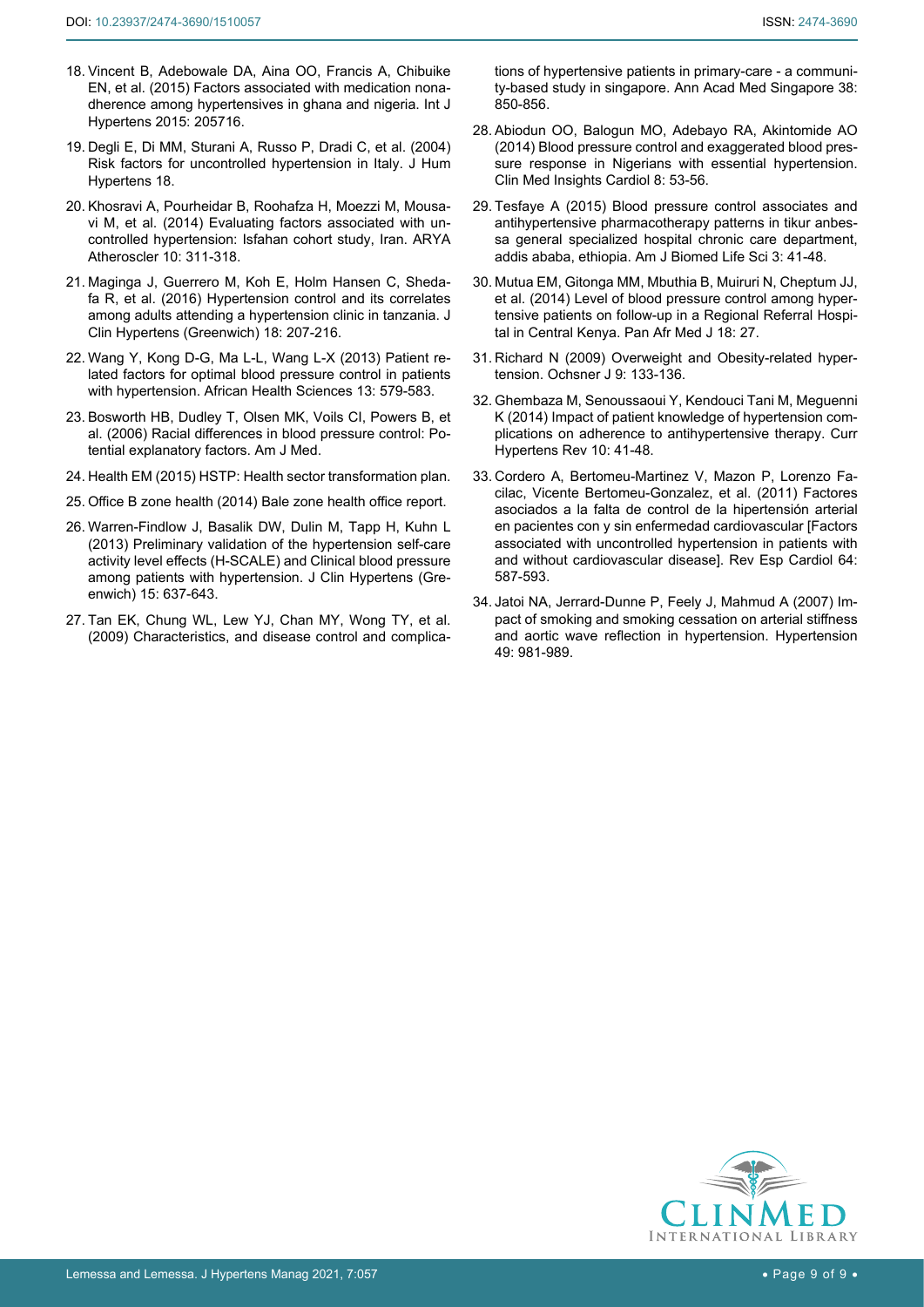18. Vincent B, Adebowale DA, Aina OO, Francis A, Chibuike EN, et al. (2015) Factors associated with medication nonadherence among hypertensives in ghana and nigeria. Int J Hypertens 2015: 205716.
19. Degli E, Di MM, Sturani A, Russo P, Dradi C, et al. (2004) Risk factors for uncontrolled hypertension in Italy. J Hum Hypertens 18.
20. Khosravi A, Pourheidar B, Roohafza H, Moezzi M, Mousavi M, et al. (2014) Evaluating factors associated with uncontrolled hypertension: Isfahan cohort study, Iran. ARYA Atheroscler 10: 311-318.
21. Maginga J, Guerrero M, Koh E, Holm Hansen C, Shedafa R, et al. (2016) Hypertension control and its correlates among adults attending a hypertension clinic in tanzania. J Clin Hypertens (Greenwich) 18: 207-216.
22. Wang Y, Kong D-G, Ma L-L, Wang L-X (2013) Patient related factors for optimal blood pressure control in patients with hypertension. African Health Sciences 13: 579-583.
23. Bosworth HB, Dudley T, Olsen MK, Voils CI, Powers B, et al. (2006) Racial differences in blood pressure control: Potential explanatory factors. Am J Med.
24. Health EM (2015) HSTP: Health sector transformation plan.
25. Office B zone health (2014) Bale zone health office report.
26. Warren-Findlow J, Basalik DW, Dulin M, Tapp H, Kuhn L (2013) Preliminary validation of the hypertension self-care activity level effects (H-SCALE) and Clinical blood pressure among patients with hypertension. J Clin Hypertens (Greenwich) 15: 637-643.
27. Tan EK, Chung WL, Lew YJ, Chan MY, Wong TY, et al. (2009) Characteristics, and disease control and complications of hypertensive patients in primary-care - a community-based study in singapore. Ann Acad Med Singapore 38: 850-856.
28. Abiodun OO, Balogun MO, Adebayo RA, Akintomide AO (2014) Blood pressure control and exaggerated blood pressure response in Nigerians with essential hypertension. Clin Med Insights Cardiol 8: 53-56.
29. Tesfaye A (2015) Blood pressure control associates and antihypertensive pharmacotherapy patterns in tikur anbessa general specialized hospital chronic care department, addis ababa, ethiopia. Am J Biomed Life Sci 3: 41-48.
30. Mutua EM, Gitonga MM, Mbuthia B, Muiruri N, Cheptum JJ, et al. (2014) Level of blood pressure control among hypertensive patients on follow-up in a Regional Referral Hospital in Central Kenya. Pan Afr Med J 18: 27.
31. Richard N (2009) Overweight and Obesity-related hypertension. Ochsner J 9: 133-136.
32. Ghembaza M, Senoussaoui Y, Kendouci Tani M, Meguenni K (2014) Impact of patient knowledge of hypertension complications on adherence to antihypertensive therapy. Curr Hypertens Rev 10: 41-48.
33. Cordero A, Bertomeu-Martinez V, Mazon P, Lorenzo Facilac, Vicente Bertomeu-Gonzalez, et al. (2011) Factores asociados a la falta de control de la hipertensión arterial en pacientes con y sin enfermedad cardiovascular [Factors associated with uncontrolled hypertension in patients with and without cardiovascular disease]. Rev Esp Cardiol 64: 587-593.
34. Jatoi NA, Jerrard-Dunne P, Feely J, Mahmud A (2007) Impact of smoking and smoking cessation on arterial stiffness and aortic wave reflection in hypertension. Hypertension 49: 981-989.